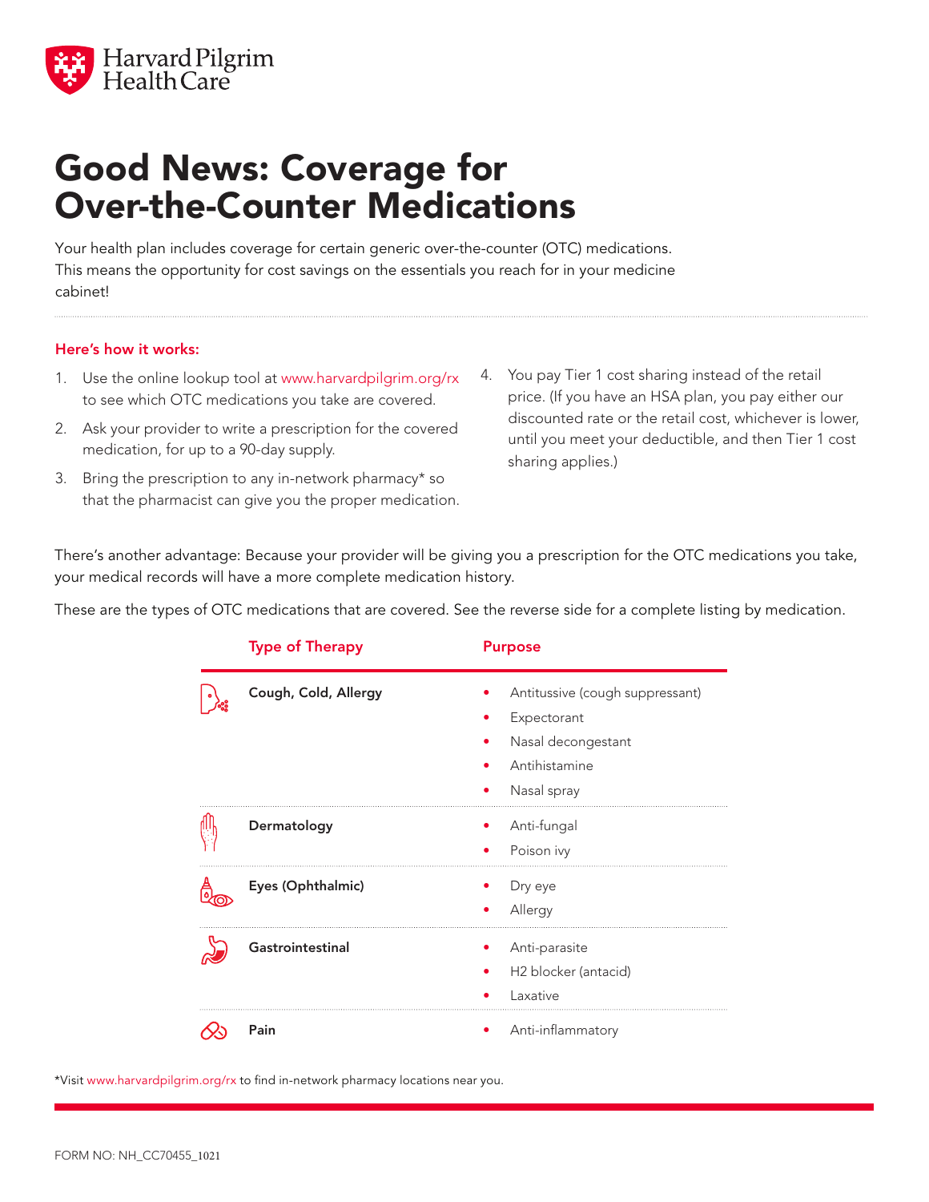Harvard Pilgrim Health Care

# Good News: Coverage for Over-the-Counter Medications

Your health plan includes coverage for certain generic over-the-counter (OTC) medications. This means the opportunity for cost savings on the essentials you reach for in your medicine cabinet!

## Here's how it works:

1. Use the online lookup tool at www.harvardpilgrim.org/rx to see which OTC medications you take are covered.
2. Ask your provider to write a prescription for the covered medication, for up to a 90-day supply.
3. Bring the prescription to any in-network pharmacy* so that the pharmacist can give you the proper medication.
4. You pay Tier 1 cost sharing instead of the retail price. (If you have an HSA plan, you pay either our discounted rate or the retail cost, whichever is lower, until you meet your deductible, and then Tier 1 cost sharing applies.)

There's another advantage: Because your provider will be giving you a prescription for the OTC medications you take, your medical records will have a more complete medication history.

These are the types of OTC medications that are covered. See the reverse side for a complete listing by medication.

| Type of Therapy | Purpose |
|---|---|
| **Cough, Cold, Allergy** | • Antitussive (cough suppressant)<br>• Expectorant<br>• Nasal decongestant<br>• Antihistamine<br>• Nasal spray |
| **Dermatology** | • Anti-fungal<br>• Poison ivy |
| **Eyes (Ophthalmic)** | • Dry eye<br>• Allergy |
| **Gastrointestinal** | • Anti-parasite<br>• H2 blocker (antacid)<br>• Laxative |
| **Pain** | • Anti-inflammatory |

*Visit www.harvardpilgrim.org/rx to find in-network pharmacy locations near you.

FORM NO: NH_CC70455_1021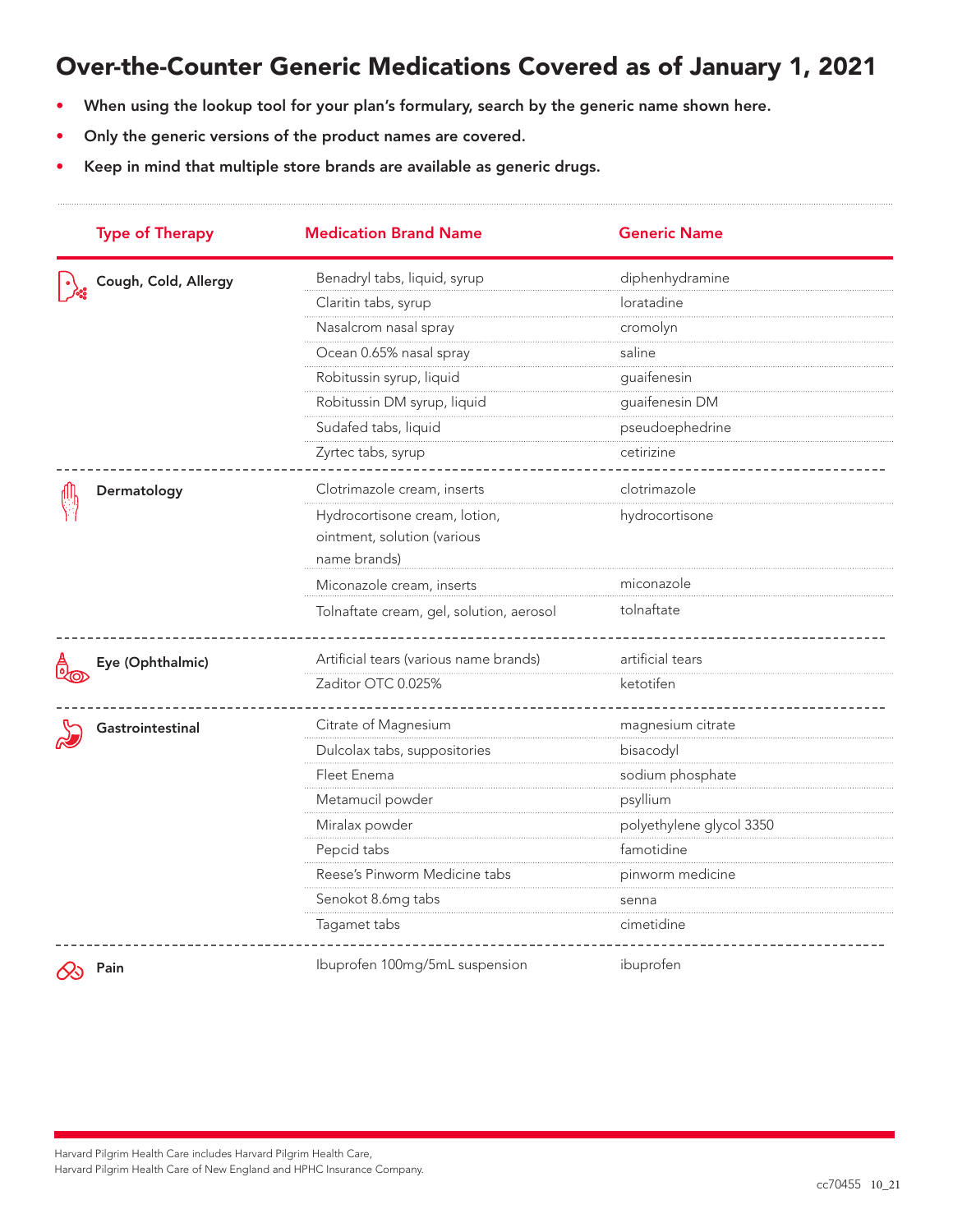# Over-the-Counter Generic Medications Covered as of January 1, 2021

- **When using the lookup tool for your plan's formulary, search by the generic name shown here.**
- **Only the generic versions of the product names are covered.**
- **Keep in mind that multiple store brands are available as generic drugs.**

| Type of Therapy | Medication Brand Name | Generic Name |
|---|---|---|
| **Cough, Cold, Allergy** | Benadryl tabs, liquid, syrup | diphenhydramine |
| | Claritin tabs, syrup | loratadine |
| | Nasalcrom nasal spray | cromolyn |
| | Ocean 0.65% nasal spray | saline |
| | Robitussin syrup, liquid | guaifenesin |
| | Robitussin DM syrup, liquid | guaifenesin DM |
| | Sudafed tabs, liquid | pseudoephedrine |
| | Zyrtec tabs, syrup | cetirizine |
| **Dermatology** | Clotrimazole cream, inserts | clotrimazole |
| | Hydrocortisone cream, lotion, ointment, solution (various name brands) | hydrocortisone |
| | Miconazole cream, inserts | miconazole |
| | Tolnaftate cream, gel, solution, aerosol | tolnaftate |
| **Eye (Ophthalmic)** | Artificial tears (various name brands) | artificial tears |
| | Zaditor OTC 0.025% | ketotifen |
| **Gastrointestinal** | Citrate of Magnesium | magnesium citrate |
| | Dulcolax tabs, suppositories | bisacodyl |
| | Fleet Enema | sodium phosphate |
| | Metamucil powder | psyllium |
| | Miralax powder | polyethylene glycol 3350 |
| | Pepcid tabs | famotidine |
| | Reese's Pinworm Medicine tabs | pinworm medicine |
| | Senokot 8.6mg tabs | senna |
| | Tagamet tabs | cimetidine |
| **Pain** | Ibuprofen 100mg/5mL suspension | ibuprofen |

Harvard Pilgrim Health Care includes Harvard Pilgrim Health Care, Harvard Pilgrim Health Care of New England and HPHC Insurance Company.

cc70455 10_21